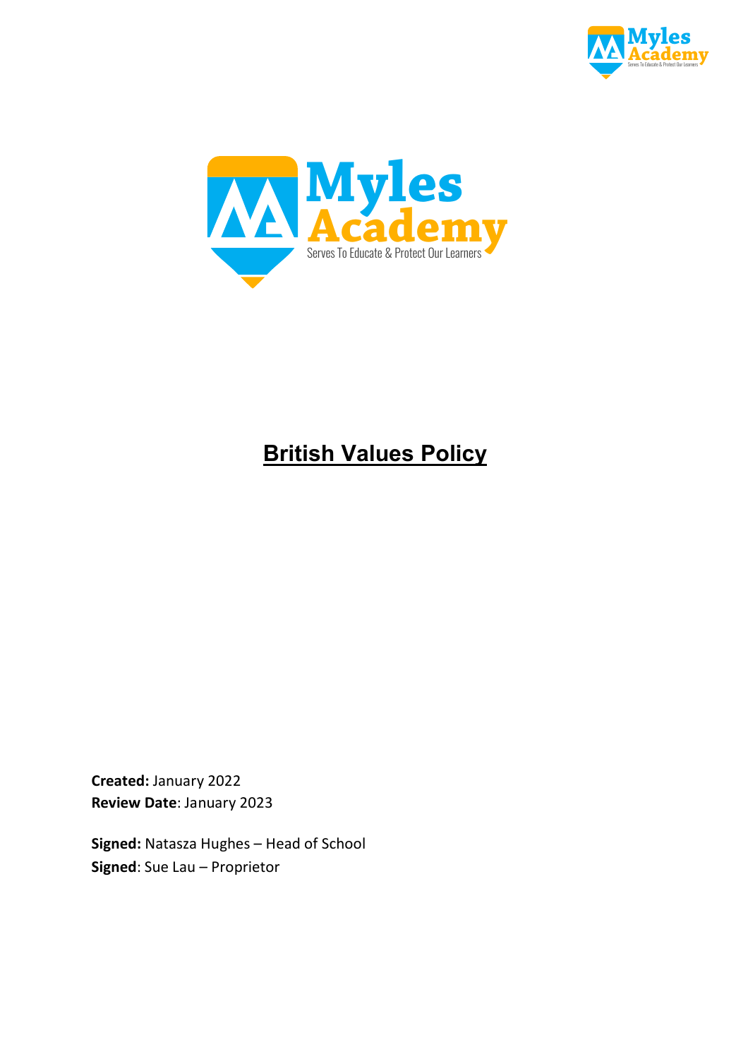Myles Academy

Serves To Educate & Protect Our Learners

# British Values Policy

**Created:** January 2022
**Review Date**: January 2023

**Signed:** Natasza Hughes – Head of School
**Signed**: Sue Lau – Proprietor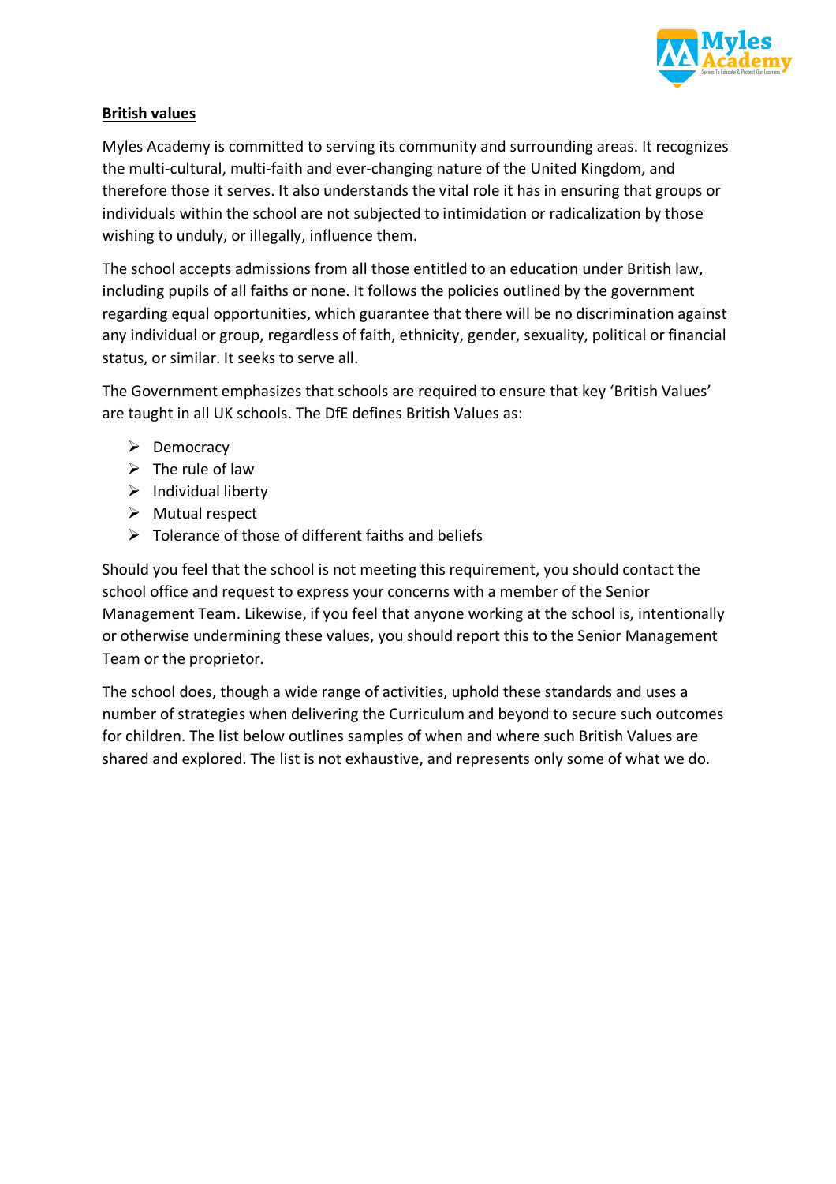**British values**

Myles Academy is committed to serving its community and surrounding areas. It recognizes the multi-cultural, multi-faith and ever-changing nature of the United Kingdom, and therefore those it serves. It also understands the vital role it has in ensuring that groups or individuals within the school are not subjected to intimidation or radicalization by those wishing to unduly, or illegally, influence them.

The school accepts admissions from all those entitled to an education under British law, including pupils of all faiths or none. It follows the policies outlined by the government regarding equal opportunities, which guarantee that there will be no discrimination against any individual or group, regardless of faith, ethnicity, gender, sexuality, political or financial status, or similar. It seeks to serve all.

The Government emphasizes that schools are required to ensure that key 'British Values' are taught in all UK schools. The DfE defines British Values as:

- Democracy
- The rule of law
- Individual liberty
- Mutual respect
- Tolerance of those of different faiths and beliefs

Should you feel that the school is not meeting this requirement, you should contact the school office and request to express your concerns with a member of the Senior Management Team. Likewise, if you feel that anyone working at the school is, intentionally or otherwise undermining these values, you should report this to the Senior Management Team or the proprietor.

The school does, though a wide range of activities, uphold these standards and uses a number of strategies when delivering the Curriculum and beyond to secure such outcomes for children. The list below outlines samples of when and where such British Values are shared and explored. The list is not exhaustive, and represents only some of what we do.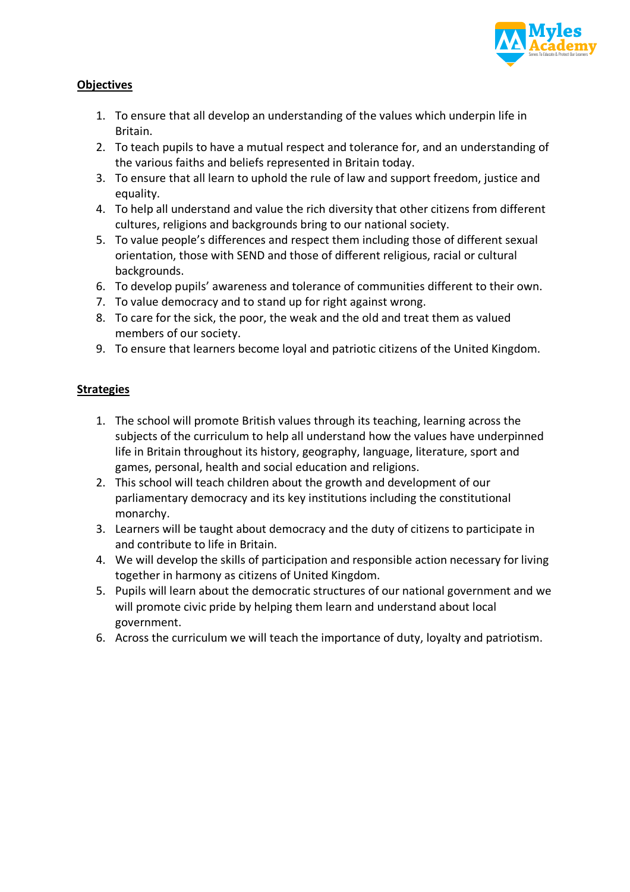## Objectives

1. To ensure that all develop an understanding of the values which underpin life in Britain.
2. To teach pupils to have a mutual respect and tolerance for, and an understanding of the various faiths and beliefs represented in Britain today.
3. To ensure that all learn to uphold the rule of law and support freedom, justice and equality.
4. To help all understand and value the rich diversity that other citizens from different cultures, religions and backgrounds bring to our national society.
5. To value people's differences and respect them including those of different sexual orientation, those with SEND and those of different religious, racial or cultural backgrounds.
6. To develop pupils' awareness and tolerance of communities different to their own.
7. To value democracy and to stand up for right against wrong.
8. To care for the sick, the poor, the weak and the old and treat them as valued members of our society.
9. To ensure that learners become loyal and patriotic citizens of the United Kingdom.

## Strategies

1. The school will promote British values through its teaching, learning across the subjects of the curriculum to help all understand how the values have underpinned life in Britain throughout its history, geography, language, literature, sport and games, personal, health and social education and religions.
2. This school will teach children about the growth and development of our parliamentary democracy and its key institutions including the constitutional monarchy.
3. Learners will be taught about democracy and the duty of citizens to participate in and contribute to life in Britain.
4. We will develop the skills of participation and responsible action necessary for living together in harmony as citizens of United Kingdom.
5. Pupils will learn about the democratic structures of our national government and we will promote civic pride by helping them learn and understand about local government.
6. Across the curriculum we will teach the importance of duty, loyalty and patriotism.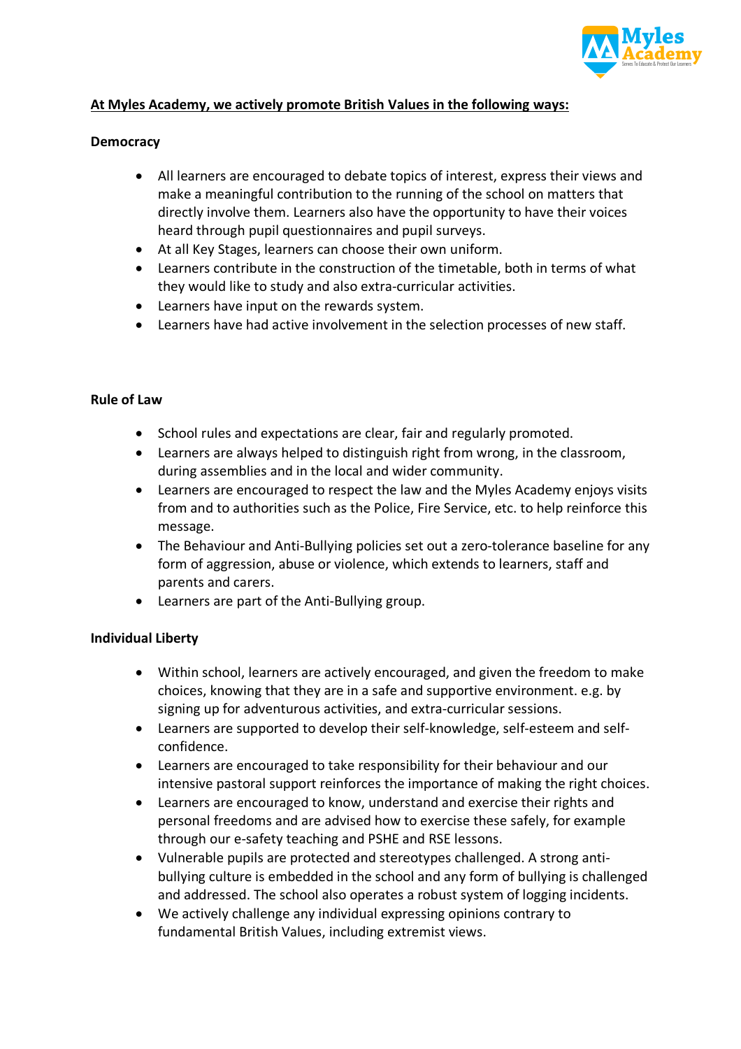**<u>At Myles Academy, we actively promote British Values in the following ways:</u>**

**Democracy**

- All learners are encouraged to debate topics of interest, express their views and make a meaningful contribution to the running of the school on matters that directly involve them. Learners also have the opportunity to have their voices heard through pupil questionnaires and pupil surveys.
- At all Key Stages, learners can choose their own uniform.
- Learners contribute in the construction of the timetable, both in terms of what they would like to study and also extra-curricular activities.
- Learners have input on the rewards system.
- Learners have had active involvement in the selection processes of new staff.

**Rule of Law**

- School rules and expectations are clear, fair and regularly promoted.
- Learners are always helped to distinguish right from wrong, in the classroom, during assemblies and in the local and wider community.
- Learners are encouraged to respect the law and the Myles Academy enjoys visits from and to authorities such as the Police, Fire Service, etc. to help reinforce this message.
- The Behaviour and Anti-Bullying policies set out a zero-tolerance baseline for any form of aggression, abuse or violence, which extends to learners, staff and parents and carers.
- Learners are part of the Anti-Bullying group.

**Individual Liberty**

- Within school, learners are actively encouraged, and given the freedom to make choices, knowing that they are in a safe and supportive environment. e.g. by signing up for adventurous activities, and extra-curricular sessions.
- Learners are supported to develop their self-knowledge, self-esteem and self-confidence.
- Learners are encouraged to take responsibility for their behaviour and our intensive pastoral support reinforces the importance of making the right choices.
- Learners are encouraged to know, understand and exercise their rights and personal freedoms and are advised how to exercise these safely, for example through our e-safety teaching and PSHE and RSE lessons.
- Vulnerable pupils are protected and stereotypes challenged. A strong anti-bullying culture is embedded in the school and any form of bullying is challenged and addressed. The school also operates a robust system of logging incidents.
- We actively challenge any individual expressing opinions contrary to fundamental British Values, including extremist views.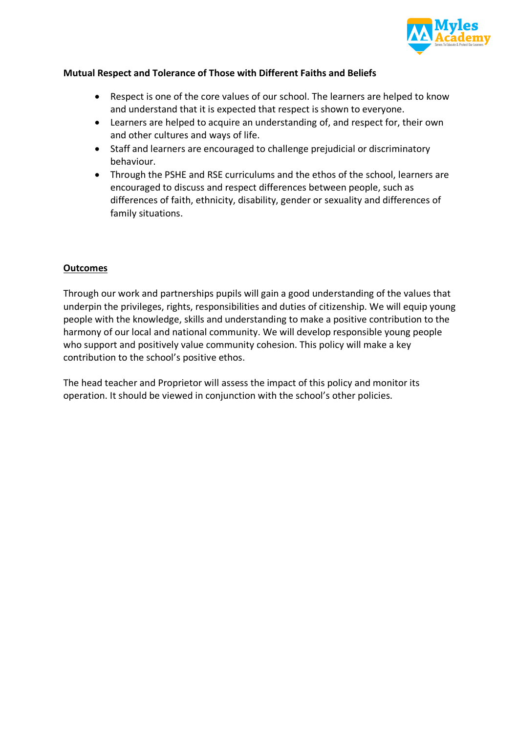**Mutual Respect and Tolerance of Those with Different Faiths and Beliefs**

- Respect is one of the core values of our school. The learners are helped to know and understand that it is expected that respect is shown to everyone.
- Learners are helped to acquire an understanding of, and respect for, their own and other cultures and ways of life.
- Staff and learners are encouraged to challenge prejudicial or discriminatory behaviour.
- Through the PSHE and RSE curriculums and the ethos of the school, learners are encouraged to discuss and respect differences between people, such as differences of faith, ethnicity, disability, gender or sexuality and differences of family situations.

**Outcomes**

Through our work and partnerships pupils will gain a good understanding of the values that underpin the privileges, rights, responsibilities and duties of citizenship. We will equip young people with the knowledge, skills and understanding to make a positive contribution to the harmony of our local and national community. We will develop responsible young people who support and positively value community cohesion. This policy will make a key contribution to the school's positive ethos.

The head teacher and Proprietor will assess the impact of this policy and monitor its operation. It should be viewed in conjunction with the school's other policies.